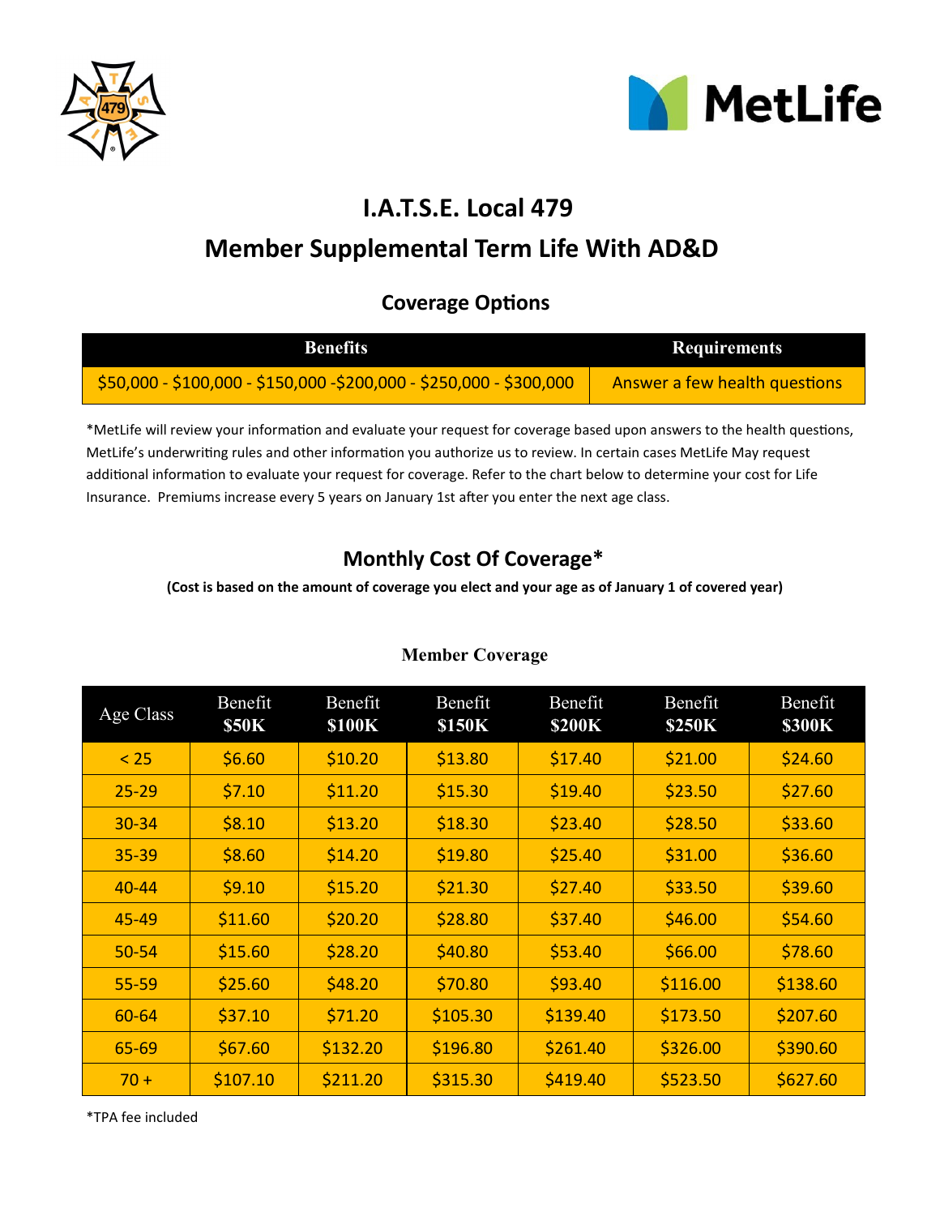# I.A.T.S.E. Local 479

## Member Supplemental Term Life With AD&D

### Coverage Options

| Benefits | Requirements |
|---|---|
| $50,000 - $100,000 - $150,000 -$200,000 - $250,000 - $300,000 | Answer a few health questions |

*MetLife will review your information and evaluate your request for coverage based upon answers to the health questions, MetLife's underwriting rules and other information you authorize us to review. In certain cases MetLife May request additional information to evaluate your request for coverage. Refer to the chart below to determine your cost for Life Insurance. Premiums increase every 5 years on January 1st after you enter the next age class.

### Monthly Cost Of Coverage*

**(Cost is based on the amount of coverage you elect and your age as of January 1 of covered year)**

**Member Coverage**

| Age Class | Benefit **$50K** | Benefit **$100K** | Benefit **$150K** | Benefit **$200K** | Benefit **$250K** | Benefit **$300K** |
|---|---|---|---|---|---|---|
| < 25 | $6.60 | $10.20 | $13.80 | $17.40 | $21.00 | $24.60 |
| 25-29 | $7.10 | $11.20 | $15.30 | $19.40 | $23.50 | $27.60 |
| 30-34 | $8.10 | $13.20 | $18.30 | $23.40 | $28.50 | $33.60 |
| 35-39 | $8.60 | $14.20 | $19.80 | $25.40 | $31.00 | $36.60 |
| 40-44 | $9.10 | $15.20 | $21.30 | $27.40 | $33.50 | $39.60 |
| 45-49 | $11.60 | $20.20 | $28.80 | $37.40 | $46.00 | $54.60 |
| 50-54 | $15.60 | $28.20 | $40.80 | $53.40 | $66.00 | $78.60 |
| 55-59 | $25.60 | $48.20 | $70.80 | $93.40 | $116.00 | $138.60 |
| 60-64 | $37.10 | $71.20 | $105.30 | $139.40 | $173.50 | $207.60 |
| 65-69 | $67.60 | $132.20 | $196.80 | $261.40 | $326.00 | $390.60 |
| 70 + | $107.10 | $211.20 | $315.30 | $419.40 | $523.50 | $627.60 |

*TPA fee included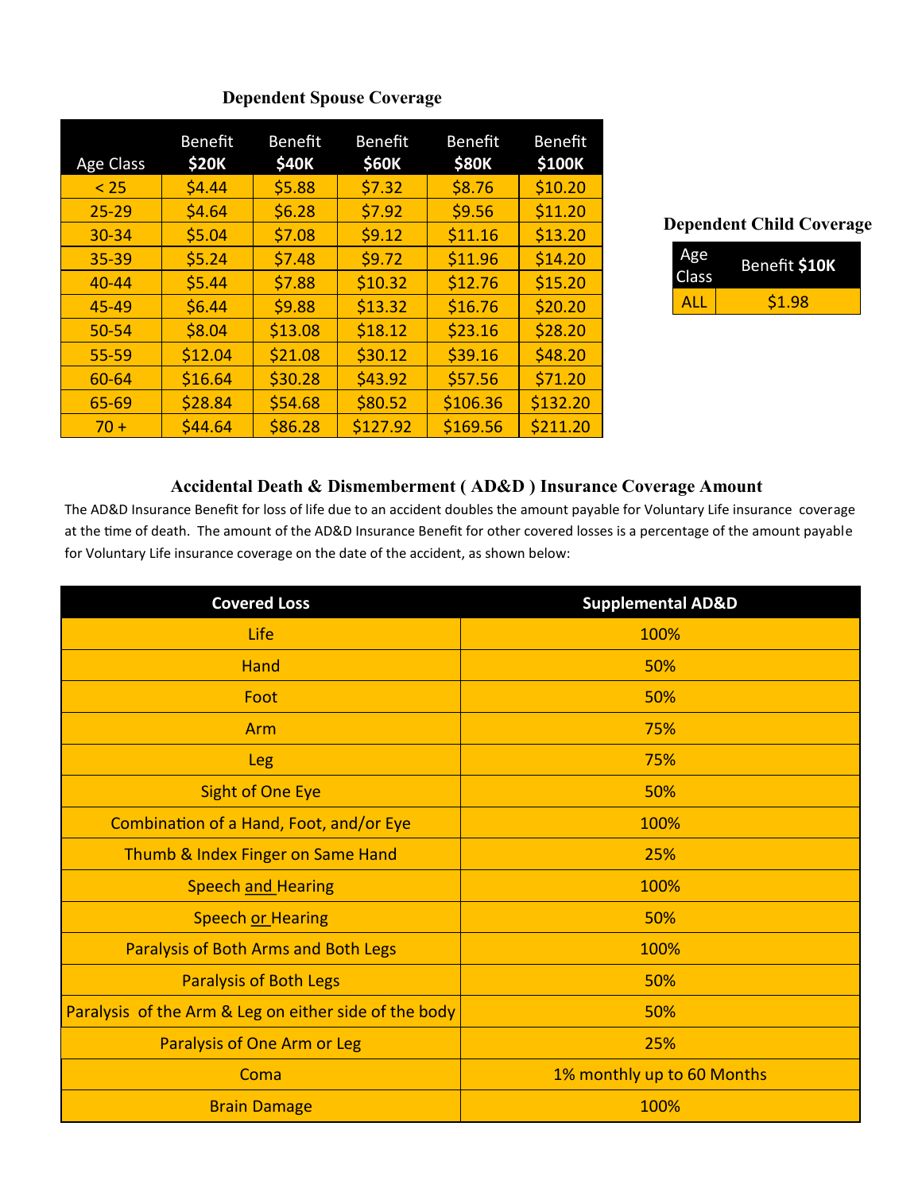## Dependent Spouse Coverage

| Age Class | Benefit **$20K** | Benefit **$40K** | Benefit **$60K** | Benefit **$80K** | Benefit **$100K** |
|---|---|---|---|---|---|
| < 25 | $4.44 | $5.88 | $7.32 | $8.76 | $10.20 |
| 25-29 | $4.64 | $6.28 | $7.92 | $9.56 | $11.20 |
| 30-34 | $5.04 | $7.08 | $9.12 | $11.16 | $13.20 |
| 35-39 | $5.24 | $7.48 | $9.72 | $11.96 | $14.20 |
| 40-44 | $5.44 | $7.88 | $10.32 | $12.76 | $15.20 |
| 45-49 | $6.44 | $9.88 | $13.32 | $16.76 | $20.20 |
| 50-54 | $8.04 | $13.08 | $18.12 | $23.16 | $28.20 |
| 55-59 | $12.04 | $21.08 | $30.12 | $39.16 | $48.20 |
| 60-64 | $16.64 | $30.28 | $43.92 | $57.56 | $71.20 |
| 65-69 | $28.84 | $54.68 | $80.52 | $106.36 | $132.20 |
| 70 + | $44.64 | $86.28 | $127.92 | $169.56 | $211.20 |

## Dependent Child Coverage

| Age Class | Benefit **$10K** |
|---|---|
| ALL | $1.98 |

## Accidental Death & Dismemberment ( AD&D ) Insurance Coverage Amount

The AD&D Insurance Benefit for loss of life due to an accident doubles the amount payable for Voluntary Life insurance coverage at the time of death. The amount of the AD&D Insurance Benefit for other covered losses is a percentage of the amount payable for Voluntary Life insurance coverage on the date of the accident, as shown below:

| Covered Loss | Supplemental AD&D |
|---|---|
| Life | 100% |
| Hand | 50% |
| Foot | 50% |
| Arm | 75% |
| Leg | 75% |
| Sight of One Eye | 50% |
| Combination of a Hand, Foot, and/or Eye | 100% |
| Thumb & Index Finger on Same Hand | 25% |
| Speech <u>and</u> Hearing | 100% |
| Speech <u>or</u> Hearing | 50% |
| Paralysis of Both Arms and Both Legs | 100% |
| Paralysis of Both Legs | 50% |
| Paralysis of the Arm & Leg on either side of the body | 50% |
| Paralysis of One Arm or Leg | 25% |
| Coma | 1% monthly up to 60 Months |
| Brain Damage | 100% |